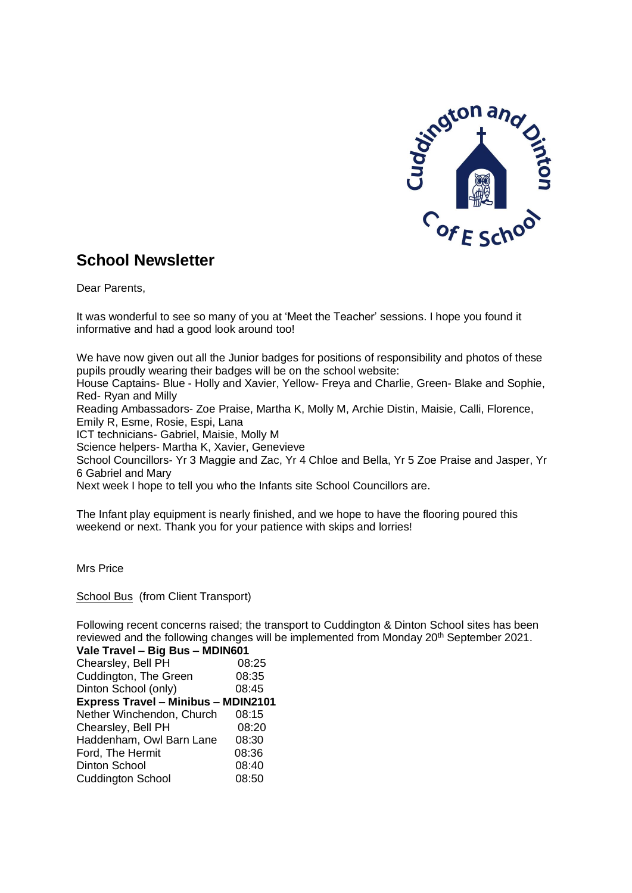# School Newsletter

Dear Parents,

It was wonderful to see so many of you at 'Meet the Teacher' sessions. I hope you found it informative and had a good look around too!

We have now given out all the Junior badges for positions of responsibility and photos of these pupils proudly wearing their badges will be on the school website:
House Captains- Blue - Holly and Xavier, Yellow- Freya and Charlie, Green- Blake and Sophie, Red- Ryan and Milly
Reading Ambassadors- Zoe Praise, Martha K, Molly M, Archie Distin, Maisie, Calli, Florence, Emily R, Esme, Rosie, Espi, Lana
ICT technicians- Gabriel, Maisie, Molly M
Science helpers- Martha K, Xavier, Genevieve
School Councillors- Yr 3 Maggie and Zac, Yr 4 Chloe and Bella, Yr 5 Zoe Praise and Jasper, Yr 6 Gabriel and Mary
Next week I hope to tell you who the Infants site School Councillors are.

The Infant play equipment is nearly finished, and we hope to have the flooring poured this weekend or next. Thank you for your patience with skips and lorries!

Mrs Price

School Bus (from Client Transport)

Following recent concerns raised; the transport to Cuddington & Dinton School sites has been reviewed and the following changes will be implemented from Monday 20th September 2021.

**Vale Travel – Big Bus – MDIN601**

| | |
|---|---|
| Chearsley, Bell PH | 08:25 |
| Cuddington, The Green | 08:35 |
| Dinton School (only) | 08:45 |

**Express Travel – Minibus – MDIN2101**

| | |
|---|---|
| Nether Winchendon, Church | 08:15 |
| Chearsley, Bell PH | 08:20 |
| Haddenham, Owl Barn Lane | 08:30 |
| Ford, The Hermit | 08:36 |
| Dinton School | 08:40 |
| Cuddington School | 08:50 |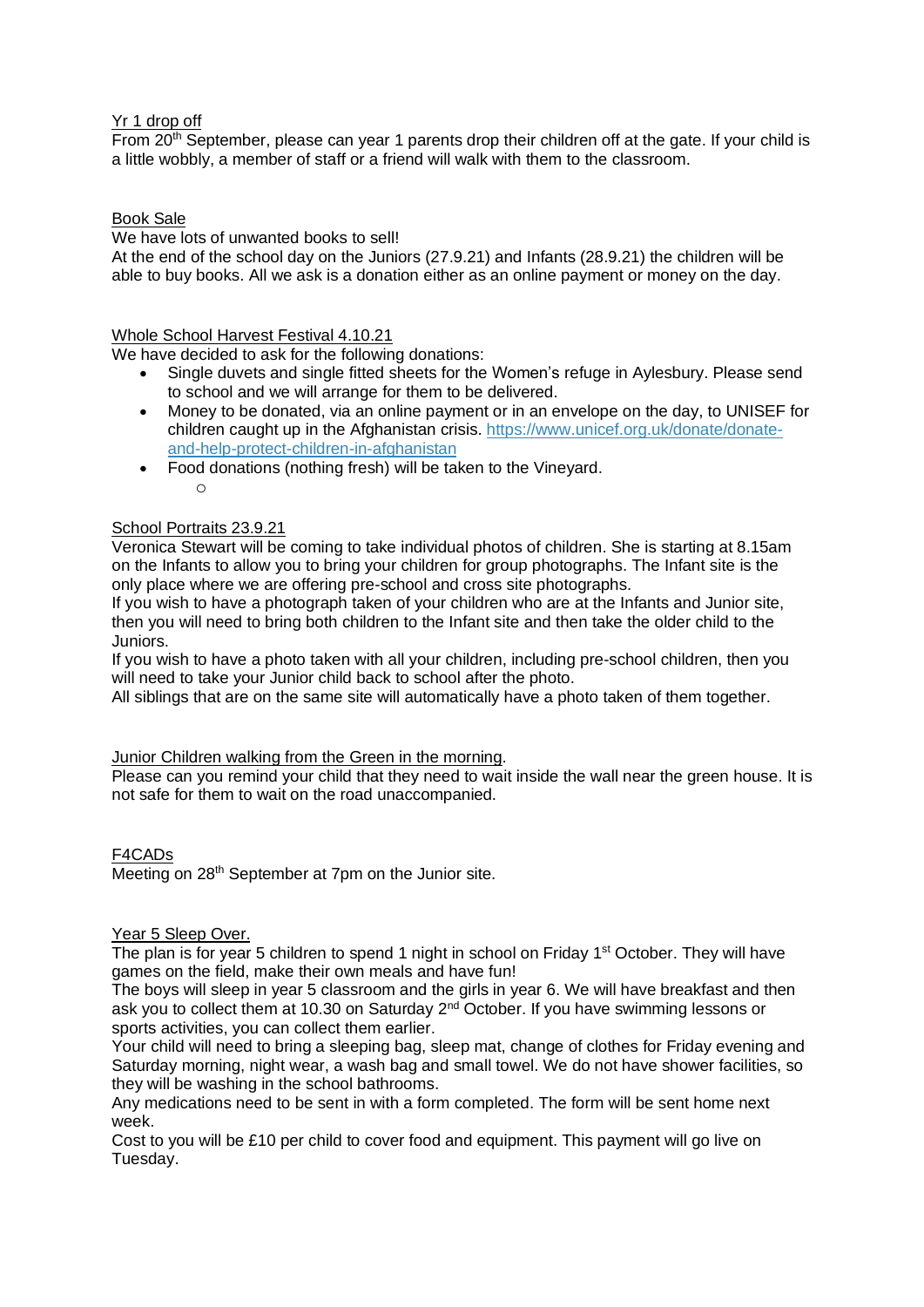Yr 1 drop off

From 20th September, please can year 1 parents drop their children off at the gate. If your child is a little wobbly, a member of staff or a friend will walk with them to the classroom.

Book Sale

We have lots of unwanted books to sell!
At the end of the school day on the Juniors (27.9.21) and Infants (28.9.21) the children will be able to buy books. All we ask is a donation either as an online payment or money on the day.

Whole School Harvest Festival 4.10.21

We have decided to ask for the following donations:

- Single duvets and single fitted sheets for the Women's refuge in Aylesbury. Please send to school and we will arrange for them to be delivered.
- Money to be donated, via an online payment or in an envelope on the day, to UNISEF for children caught up in the Afghanistan crisis. [https://www.unicef.org.uk/donate/donate-and-help-protect-children-in-afghanistan](https://www.unicef.org.uk/donate/donate-and-help-protect-children-in-afghanistan)
- Food donations (nothing fresh) will be taken to the Vineyard.

School Portraits 23.9.21

Veronica Stewart will be coming to take individual photos of children. She is starting at 8.15am on the Infants to allow you to bring your children for group photographs. The Infant site is the only place where we are offering pre-school and cross site photographs.
If you wish to have a photograph taken of your children who are at the Infants and Junior site, then you will need to bring both children to the Infant site and then take the older child to the Juniors.
If you wish to have a photo taken with all your children, including pre-school children, then you will need to take your Junior child back to school after the photo.
All siblings that are on the same site will automatically have a photo taken of them together.

Junior Children walking from the Green in the morning.

Please can you remind your child that they need to wait inside the wall near the green house. It is not safe for them to wait on the road unaccompanied.

F4CADs

Meeting on 28th September at 7pm on the Junior site.

Year 5 Sleep Over.

The plan is for year 5 children to spend 1 night in school on Friday 1st October. They will have games on the field, make their own meals and have fun!
The boys will sleep in year 5 classroom and the girls in year 6. We will have breakfast and then ask you to collect them at 10.30 on Saturday 2nd October. If you have swimming lessons or sports activities, you can collect them earlier.
Your child will need to bring a sleeping bag, sleep mat, change of clothes for Friday evening and Saturday morning, night wear, a wash bag and small towel. We do not have shower facilities, so they will be washing in the school bathrooms.
Any medications need to be sent in with a form completed. The form will be sent home next week.
Cost to you will be £10 per child to cover food and equipment. This payment will go live on Tuesday.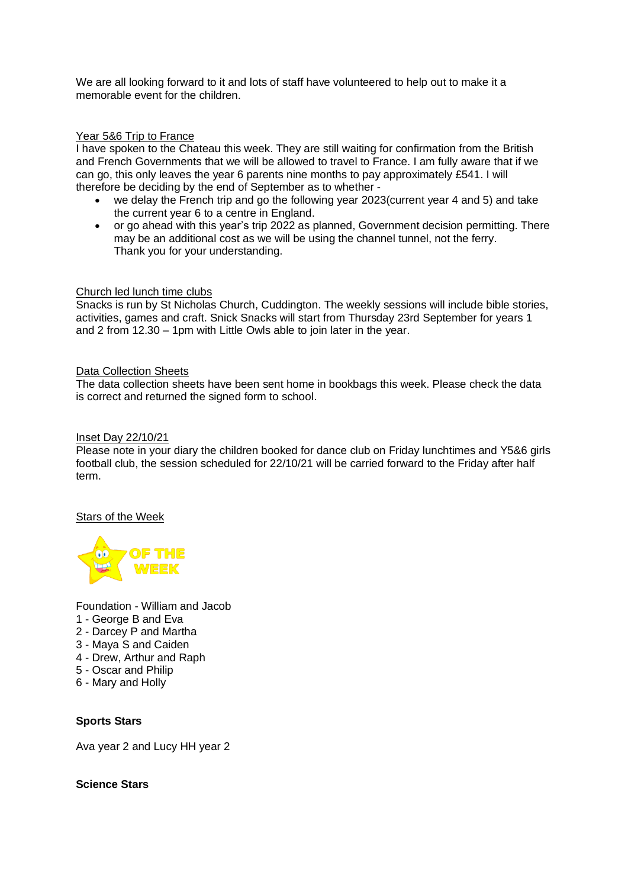We are all looking forward to it and lots of staff have volunteered to help out to make it a memorable event for the children.

Year 5&6 Trip to France

I have spoken to the Chateau this week. They are still waiting for confirmation from the British and French Governments that we will be allowed to travel to France. I am fully aware that if we can go, this only leaves the year 6 parents nine months to pay approximately £541. I will therefore be deciding by the end of September as to whether -

- we delay the French trip and go the following year 2023(current year 4 and 5) and take the current year 6 to a centre in England.
- or go ahead with this year's trip 2022 as planned, Government decision permitting. There may be an additional cost as we will be using the channel tunnel, not the ferry.
  Thank you for your understanding.

Church led lunch time clubs

Snacks is run by St Nicholas Church, Cuddington. The weekly sessions will include bible stories, activities, games and craft. Snick Snacks will start from Thursday 23rd September for years 1 and 2 from 12.30 – 1pm with Little Owls able to join later in the year.

Data Collection Sheets

The data collection sheets have been sent home in bookbags this week. Please check the data is correct and returned the signed form to school.

Inset Day 22/10/21

Please note in your diary the children booked for dance club on Friday lunchtimes and Y5&6 girls football club, the session scheduled for 22/10/21 will be carried forward to the Friday after half term.

Stars of the Week

Foundation - William and Jacob
1 - George B and Eva
2 - Darcey P and Martha
3 - Maya S and Caiden
4 - Drew, Arthur and Raph
5 - Oscar and Philip
6 - Mary and Holly

**Sports Stars**

Ava year 2 and Lucy HH year 2

**Science Stars**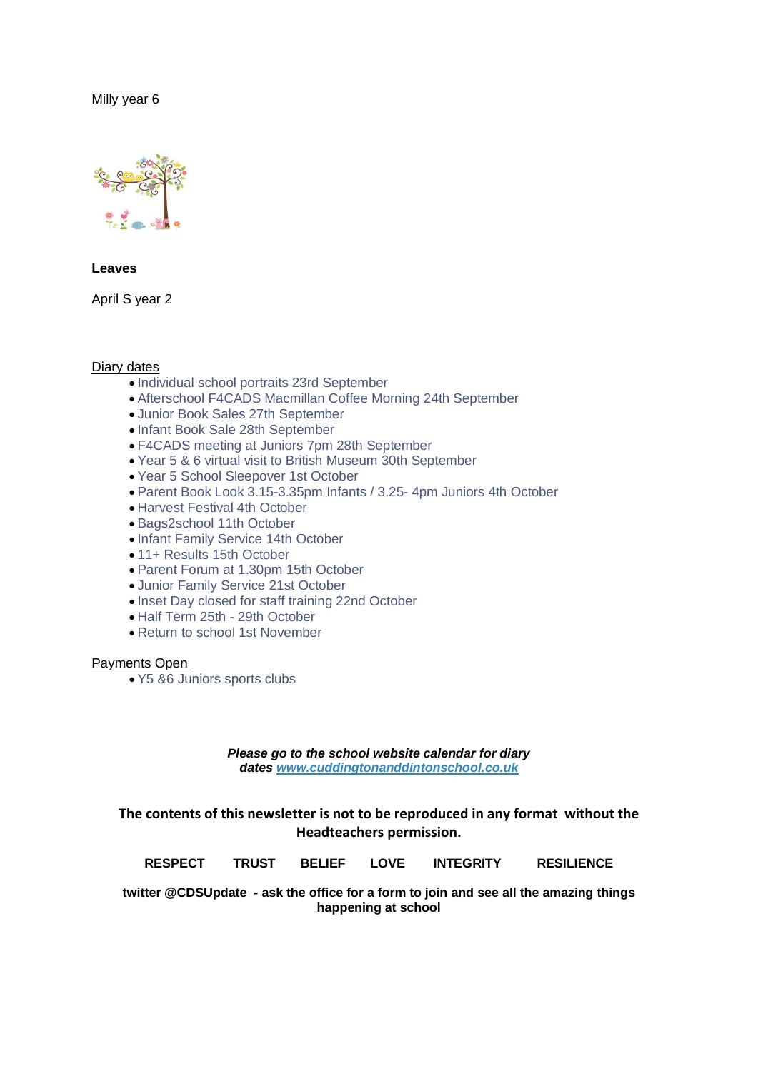Milly year 6

**Leaves**

April S year 2

Diary dates

- Individual school portraits 23rd September
- Afterschool F4CADS Macmillan Coffee Morning 24th September
- Junior Book Sales 27th September
- Infant Book Sale 28th September
- F4CADS meeting at Juniors 7pm 28th September
- Year 5 & 6 virtual visit to British Museum 30th September
- Year 5 School Sleepover 1st October
- Parent Book Look 3.15-3.35pm Infants / 3.25- 4pm Juniors 4th October
- Harvest Festival 4th October
- Bags2school 11th October
- Infant Family Service 14th October
- 11+ Results 15th October
- Parent Forum at 1.30pm 15th October
- Junior Family Service 21st October
- Inset Day closed for staff training 22nd October
- Half Term 25th - 29th October
- Return to school 1st November

Payments Open

- Y5 &6 Juniors sports clubs

***Please go to the school website calendar for diary dates [www.cuddingtonanddintonschool.co.uk](www.cuddingtonanddintonschool.co.uk)***

**The contents of this newsletter is not to be reproduced in any format without the Headteachers permission.**

**RESPECT TRUST BELIEF LOVE INTEGRITY RESILIENCE**

**twitter @CDSUpdate - ask the office for a form to join and see all the amazing things happening at school**